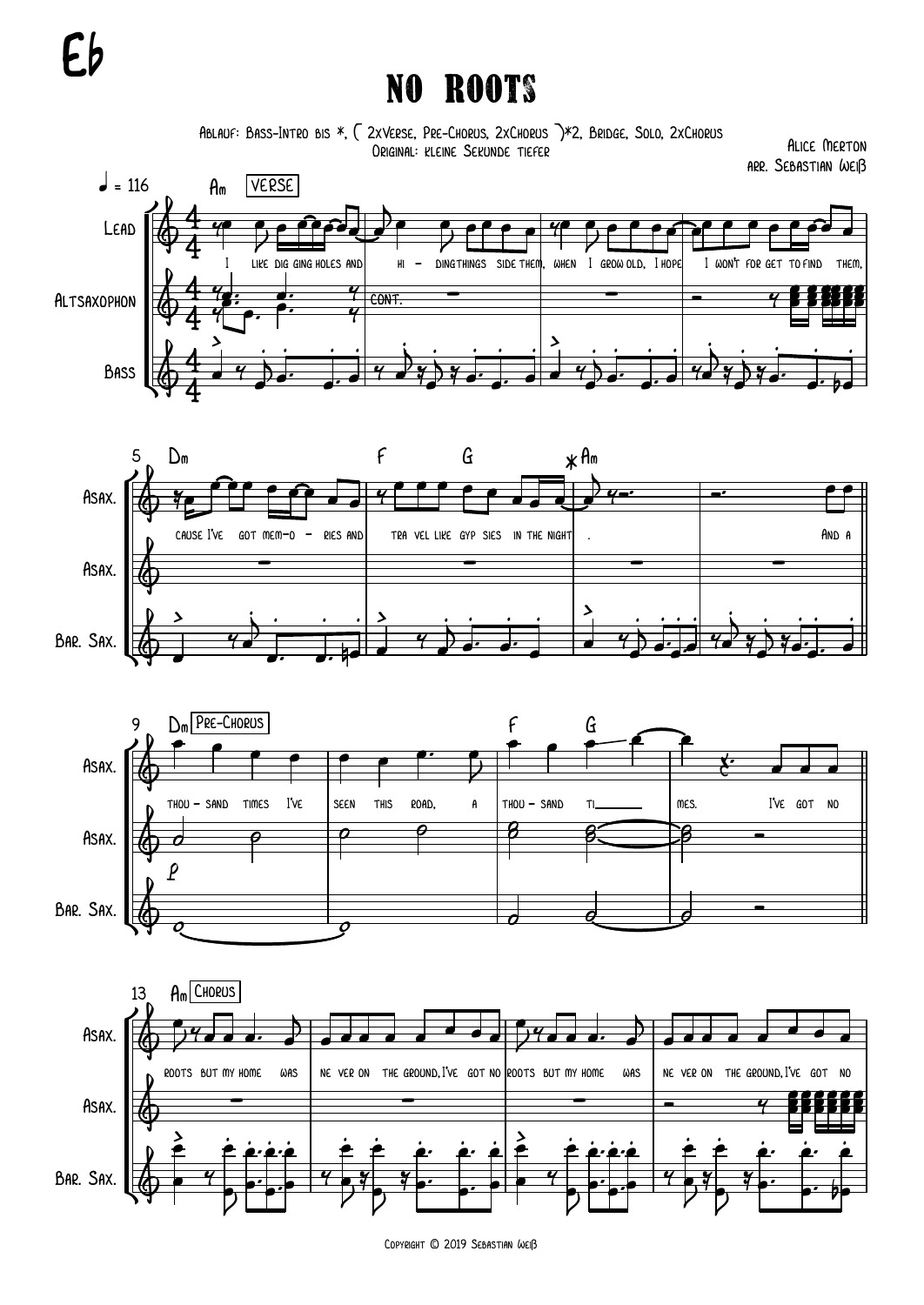Eb

# NO ROOTS

Ablauf: Bass-Intro bis *, ( 2xVerse, Pre-Chorus, 2xChorus )*2, Bridge, Solo, 2xChorus
Original: kleine Sekunde tiefer

Alice Merton
arr. Sebastian Weiß

♩ = 116

Am VERSE

Lead: I like dig ging holes and hi – ding things side them, when I grow old, I hope I won't for get to find them,

Altsaxophon: cont.

Bass

5 Dm F G *Am

cause I've got mem–o – ries and tra vel like gyp sies in the night . And a

Asax. / Asax. / Bar. Sax.

9 Dm Pre-Chorus F G

thou – sand times I've seen this road, a thou – sand ti mes. I've got no

13 Am Chorus

roots but my home was ne ver on the ground, I've got no roots but my home was ne ver on the ground, I've got no

Copyright © 2019 Sebastian Weiß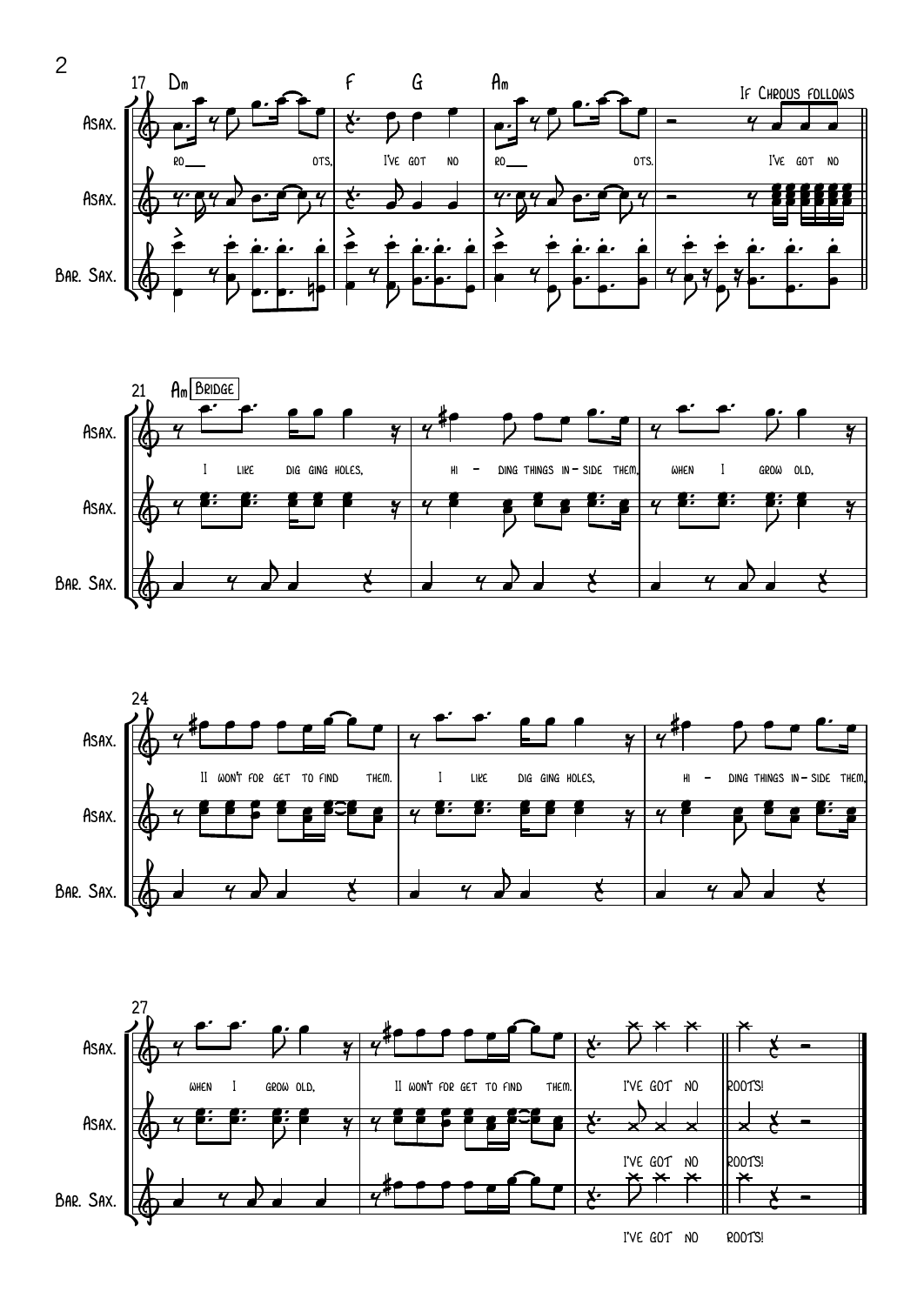17 Dm F G Am

If Chrous follows

Asax.
ro ots, I've got no ro ots. I've got no

Asax.

Bar. Sax.

21 Am Bridge

Asax.
I like dig ging holes, hi - ding things in - side them, when I grow old,

Asax.

Bar. Sax.

24

Asax.
II won't for get to find them. I like dig ging holes, hi - ding things in - side them,

Asax.

Bar. Sax.

27

Asax.
when I grow old, II won't for get to find them. I've got no roots!

Asax.
I've got no roots!

Bar. Sax.
I've got no roots!